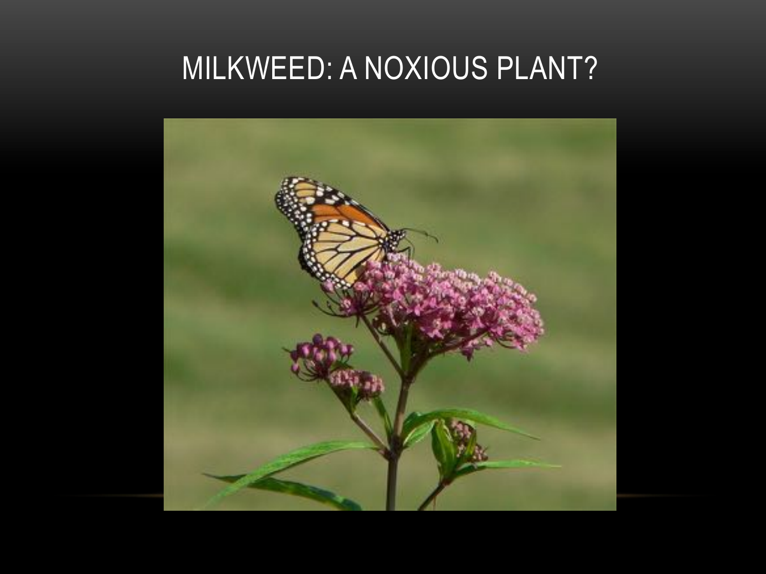# MILKWEED: A NOXIOUS PLANT?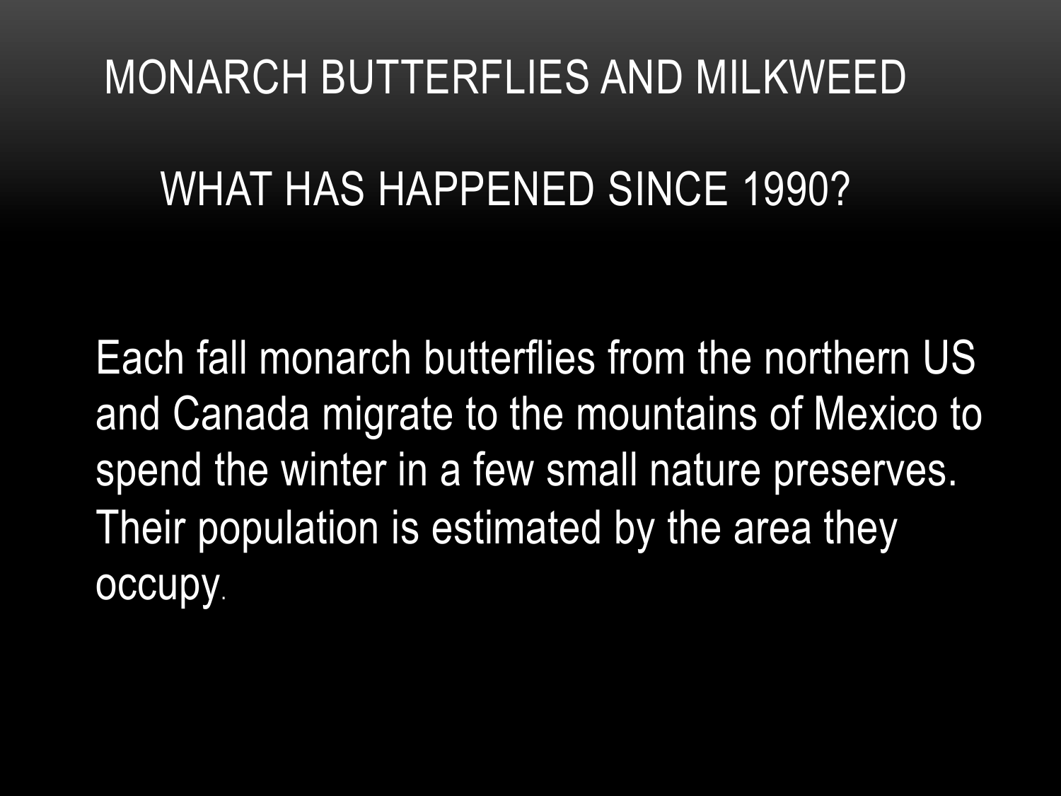# MONARCH BUTTERFLIES AND MILKWEED

## WHAT HAS HAPPENED SINCE 1990?

Each fall monarch butterflies from the northern US and Canada migrate to the mountains of Mexico to spend the winter in a few small nature preserves. Their population is estimated by the area they occupy.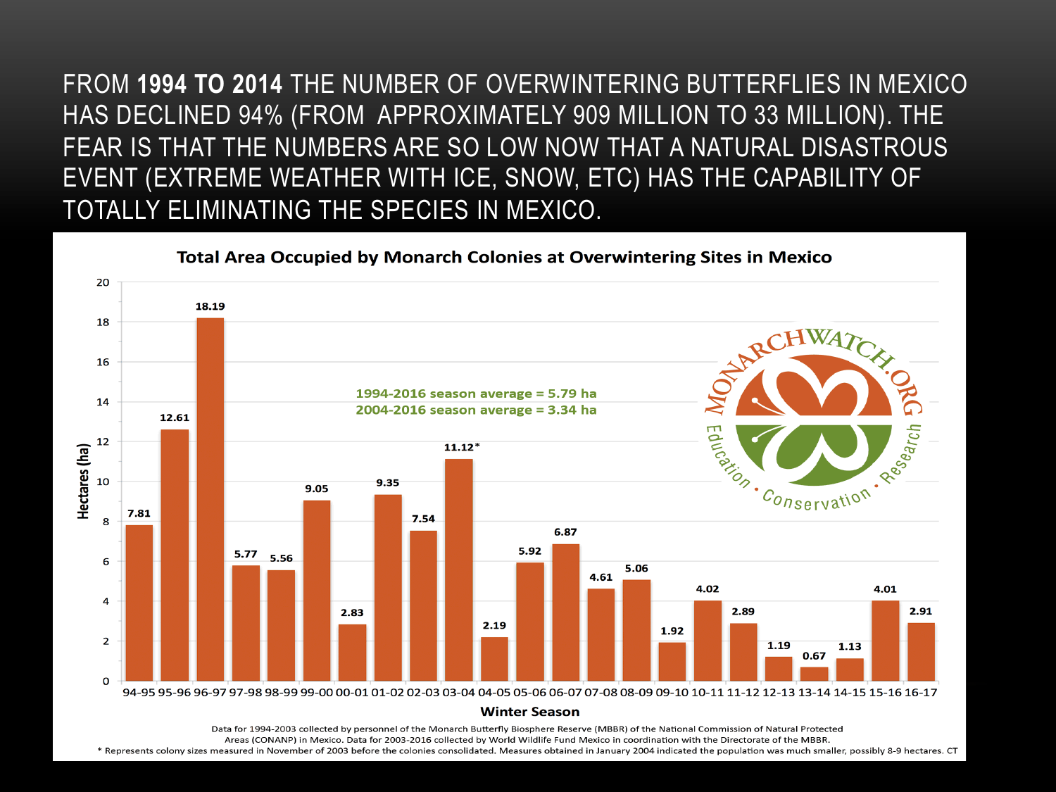FROM **1994 TO 2014** THE NUMBER OF OVERWINTERING BUTTERFLIES IN MEXICO HAS DECLINED 94% (FROM APPROXIMATELY 909 MILLION TO 33 MILLION). THE FEAR IS THAT THE NUMBERS ARE SO LOW NOW THAT A NATURAL DISASTROUS EVENT (EXTREME WEATHER WITH ICE, SNOW, ETC) HAS THE CAPABILITY OF TOTALLY ELIMINATING THE SPECIES IN MEXICO.

**Total Area Occupied by Monarch Colonies at Overwintering Sites in Mexico**

Hectares (ha)

Winter Season

94-95 95-96 96-97 97-98 98-99 99-00 00-01 01-02 02-03 03-04 04-05 05-06 06-07 07-08 08-09 09-10 10-11 11-12 12-13 13-14 14-15 15-16 16-17

7.81 12.61 18.19 5.77 5.56 9.05 2.83 9.35 7.54 11.12* 2.19 5.92 6.87 4.61 5.06 1.92 4.02 2.89 1.19 0.67 1.13 4.01 2.91

1994-2016 season average = 5.79 ha

2004-2016 season average = 3.34 ha

MONARCHWATCH.ORG

Education • Conservation • Research

Data for 1994-2003 collected by personnel of the Monarch Butterfly Biosphere Reserve (MBBR) of the National Commission of Natural Protected Areas (CONANP) in Mexico. Data for 2003-2016 collected by World Wildlife Fund Mexico in coordination with the Directorate of the MBBR.

* Represents colony sizes measured in November of 2003 before the colonies consolidated. Measures obtained in January 2004 indicated the population was much smaller, possibly 8-9 hectares. CT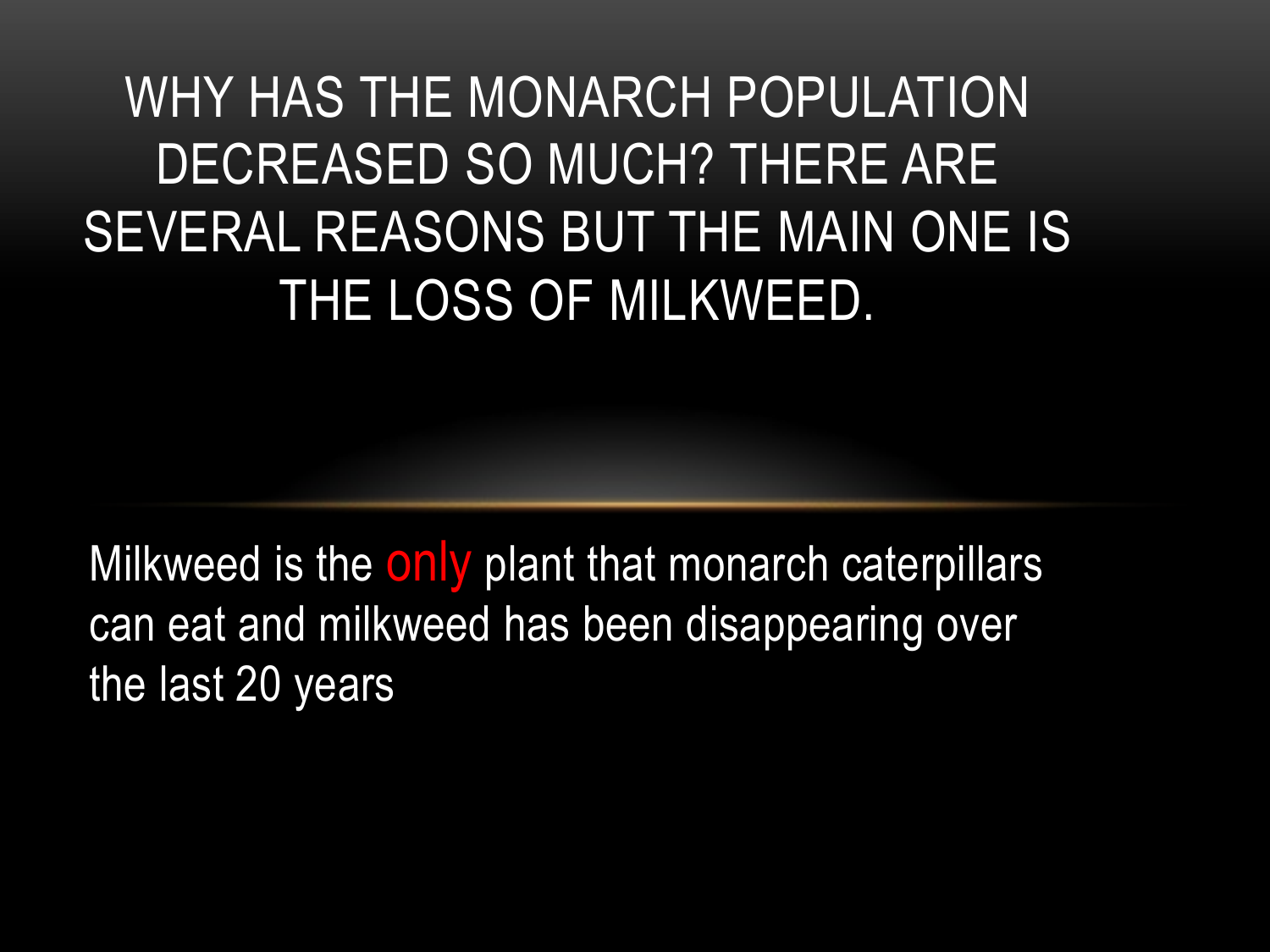# WHY HAS THE MONARCH POPULATION DECREASED SO MUCH? THERE ARE SEVERAL REASONS BUT THE MAIN ONE IS THE LOSS OF MILKWEED.

Milkweed is the only plant that monarch caterpillars can eat and milkweed has been disappearing over the last 20 years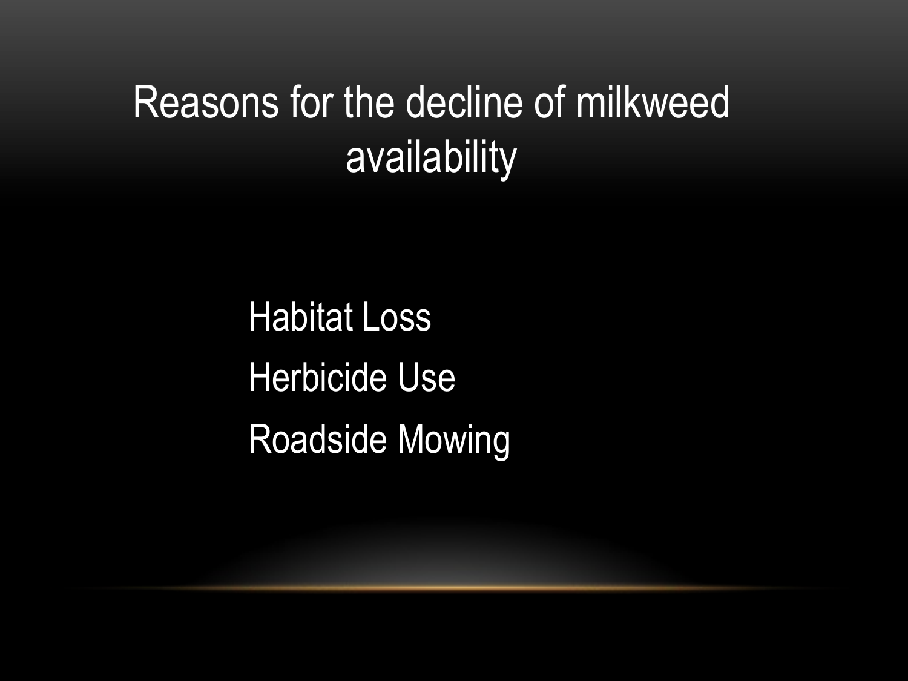# Reasons for the decline of milkweed availability

Habitat Loss

Herbicide Use

Roadside Mowing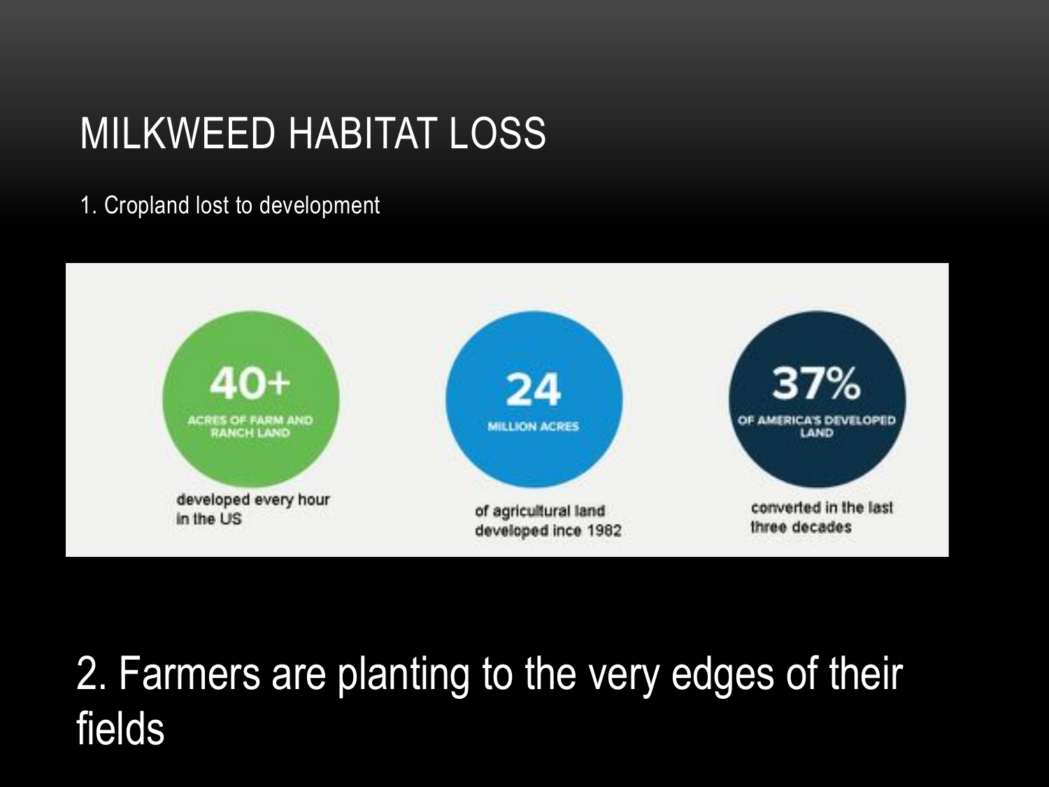# MILKWEED HABITAT LOSS

1. Cropland lost to development

40+
ACRES OF FARM AND RANCH LAND
developed every hour in the US

24
MILLION ACRES
of agricultural land developed ince 1982

37%
OF AMERICA'S DEVELOPED LAND
converted in the last three decades

2. Farmers are planting to the very edges of their fields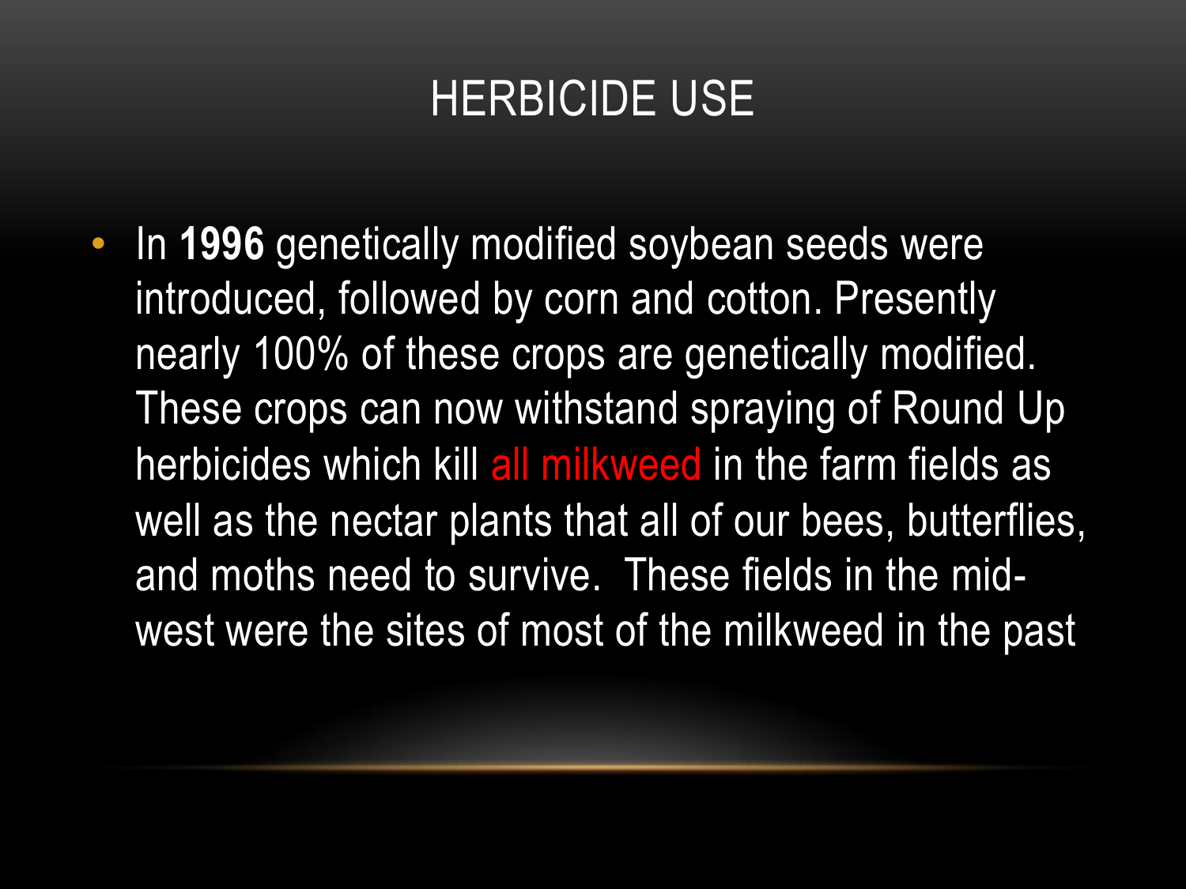# HERBICIDE USE

- In **1996** genetically modified soybean seeds were introduced, followed by corn and cotton. Presently nearly 100% of these crops are genetically modified. These crops can now withstand spraying of Round Up herbicides which kill all milkweed in the farm fields as well as the nectar plants that all of our bees, butterflies, and moths need to survive. These fields in the mid-west were the sites of most of the milkweed in the past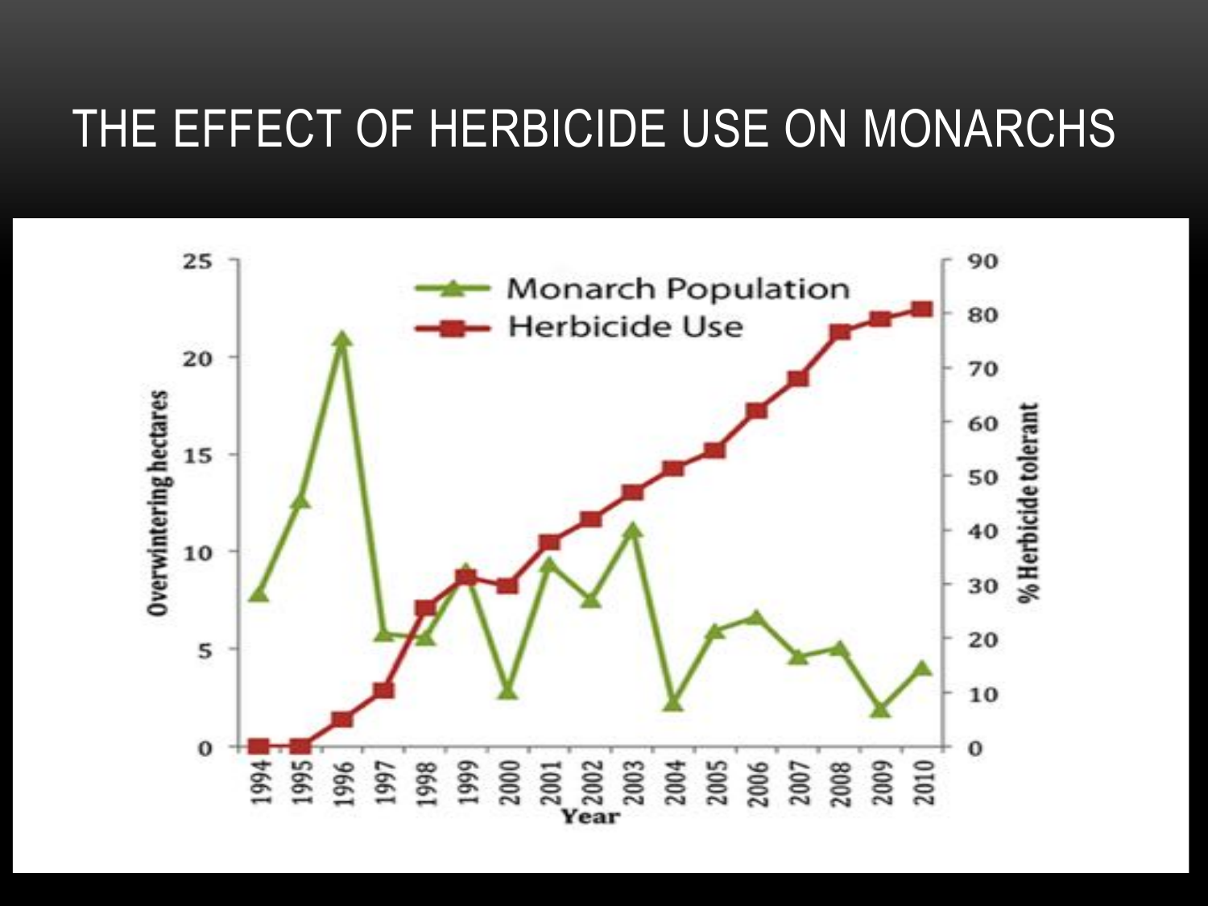# THE EFFECT OF HERBICIDE USE ON MONARCHS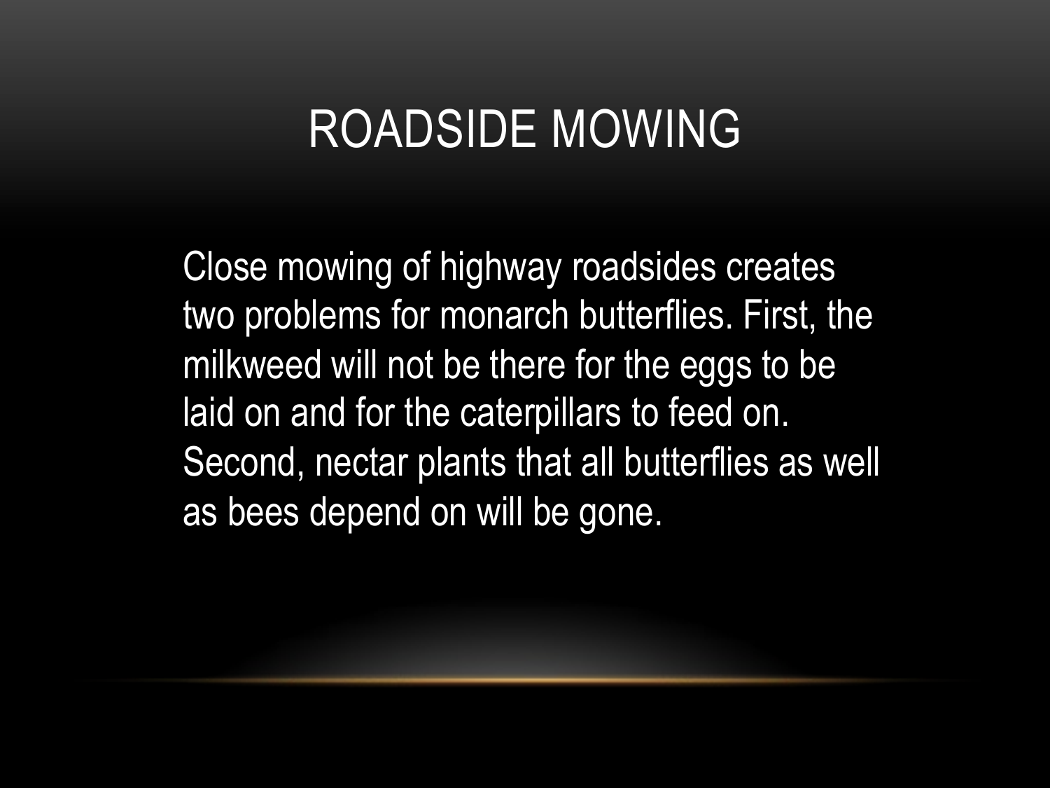# ROADSIDE MOWING

Close mowing of highway roadsides creates two problems for monarch butterflies. First, the milkweed will not be there for the eggs to be laid on and for the caterpillars to feed on. Second, nectar plants that all butterflies as well as bees depend on will be gone.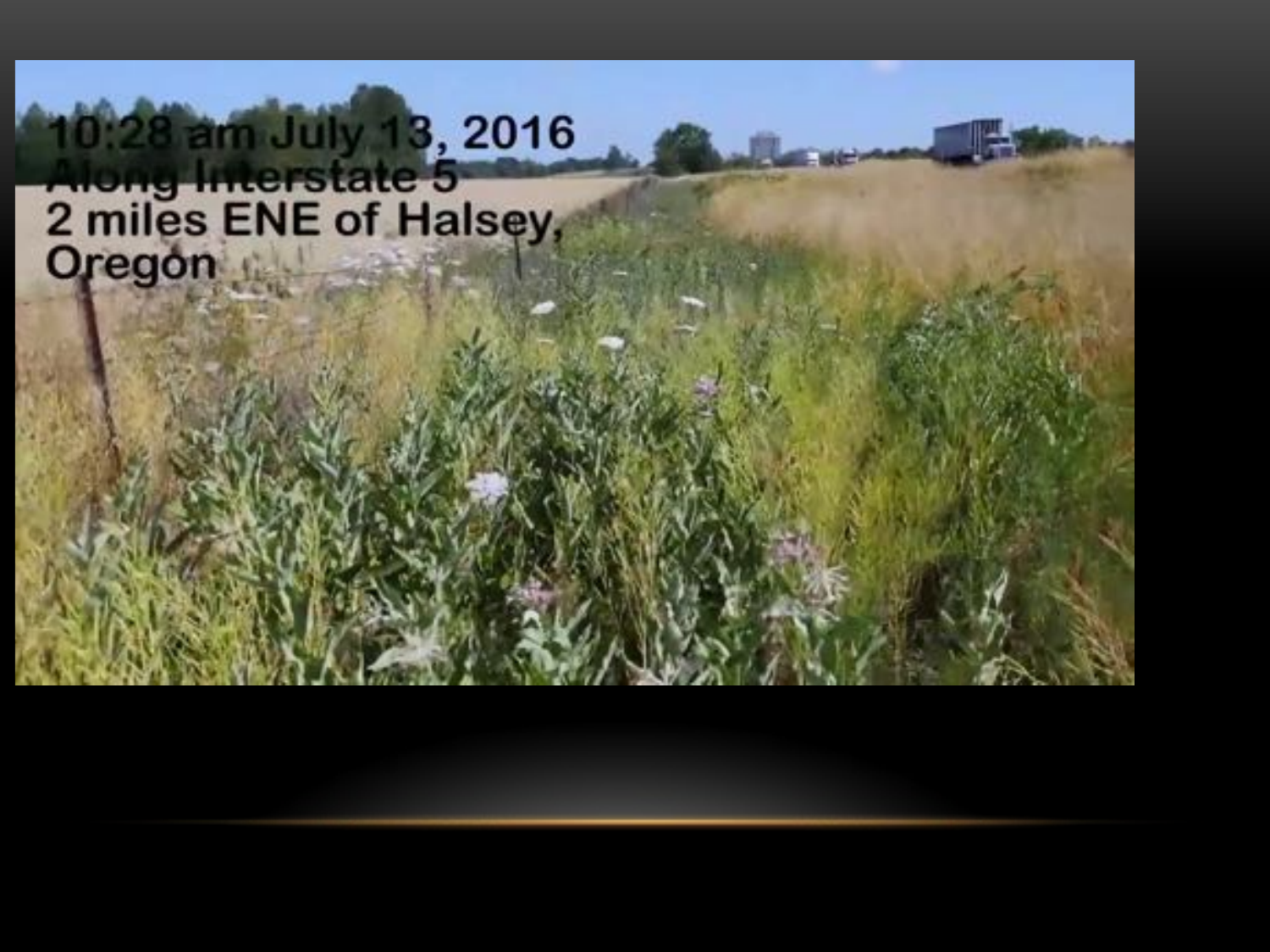10:28 am July 13, 2016
Along Interstate 5
2 miles ENE of Halsey, Oregon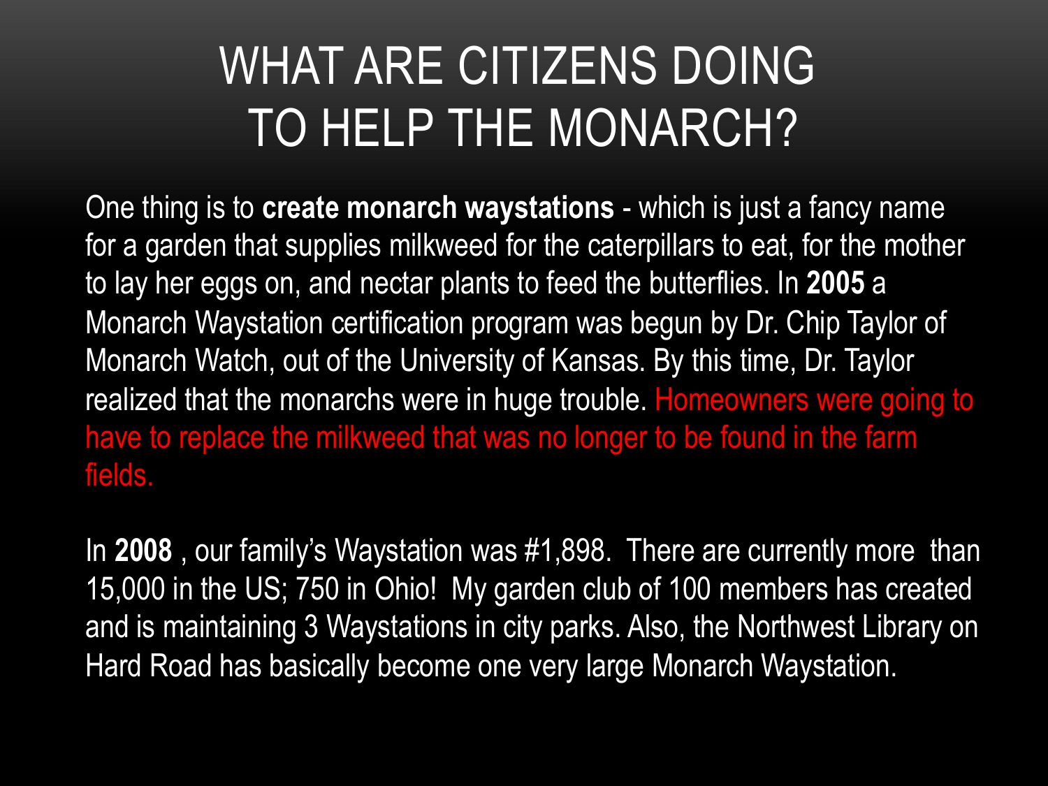# WHAT ARE CITIZENS DOING TO HELP THE MONARCH?

One thing is to **create monarch waystations** - which is just a fancy name for a garden that supplies milkweed for the caterpillars to eat, for the mother to lay her eggs on, and nectar plants to feed the butterflies. In **2005** a Monarch Waystation certification program was begun by Dr. Chip Taylor of Monarch Watch, out of the University of Kansas. By this time, Dr. Taylor realized that the monarchs were in huge trouble. Homeowners were going to have to replace the milkweed that was no longer to be found in the farm fields.

In **2008** , our family's Waystation was #1,898. There are currently more than 15,000 in the US; 750 in Ohio! My garden club of 100 members has created and is maintaining 3 Waystations in city parks. Also, the Northwest Library on Hard Road has basically become one very large Monarch Waystation.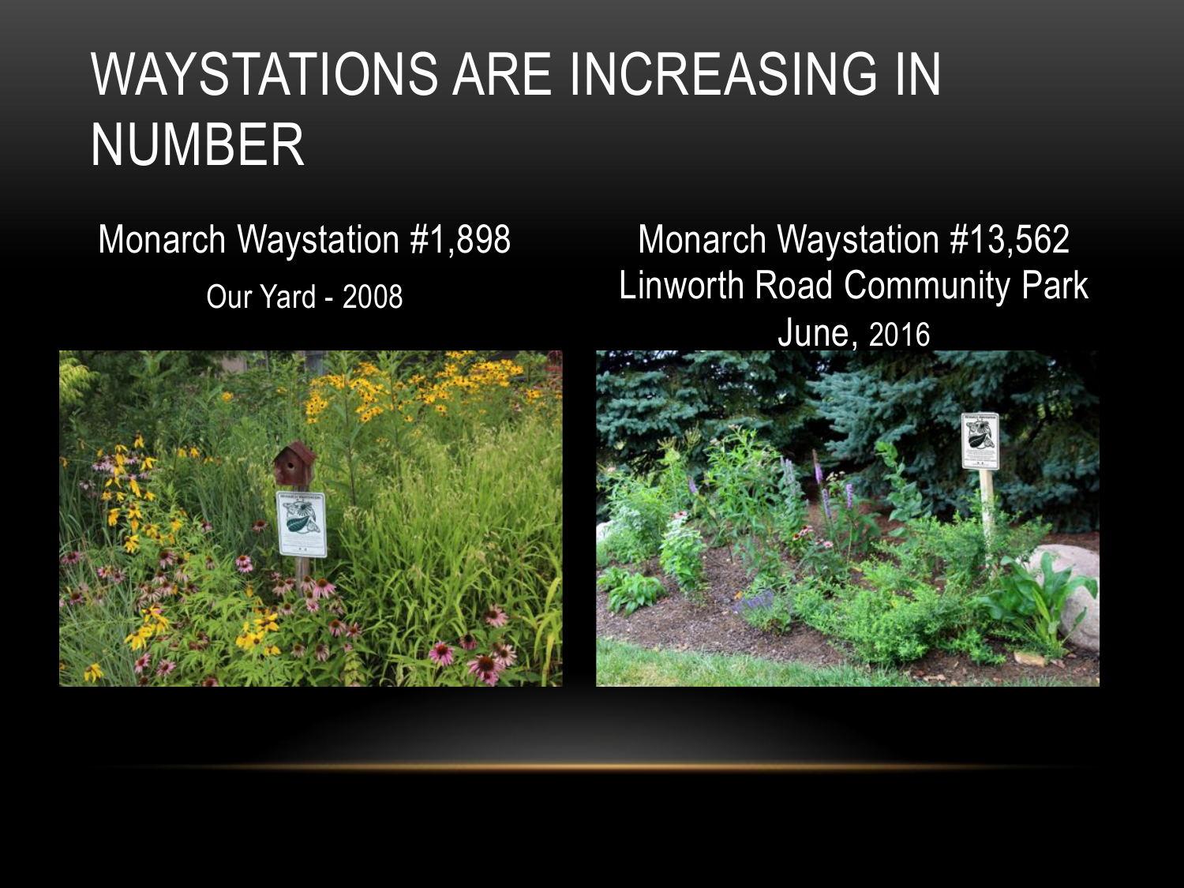# WAYSTATIONS ARE INCREASING IN NUMBER

Monarch Waystation #1,898

Our Yard - 2008

Monarch Waystation #13,562

Linworth Road Community Park

June, 2016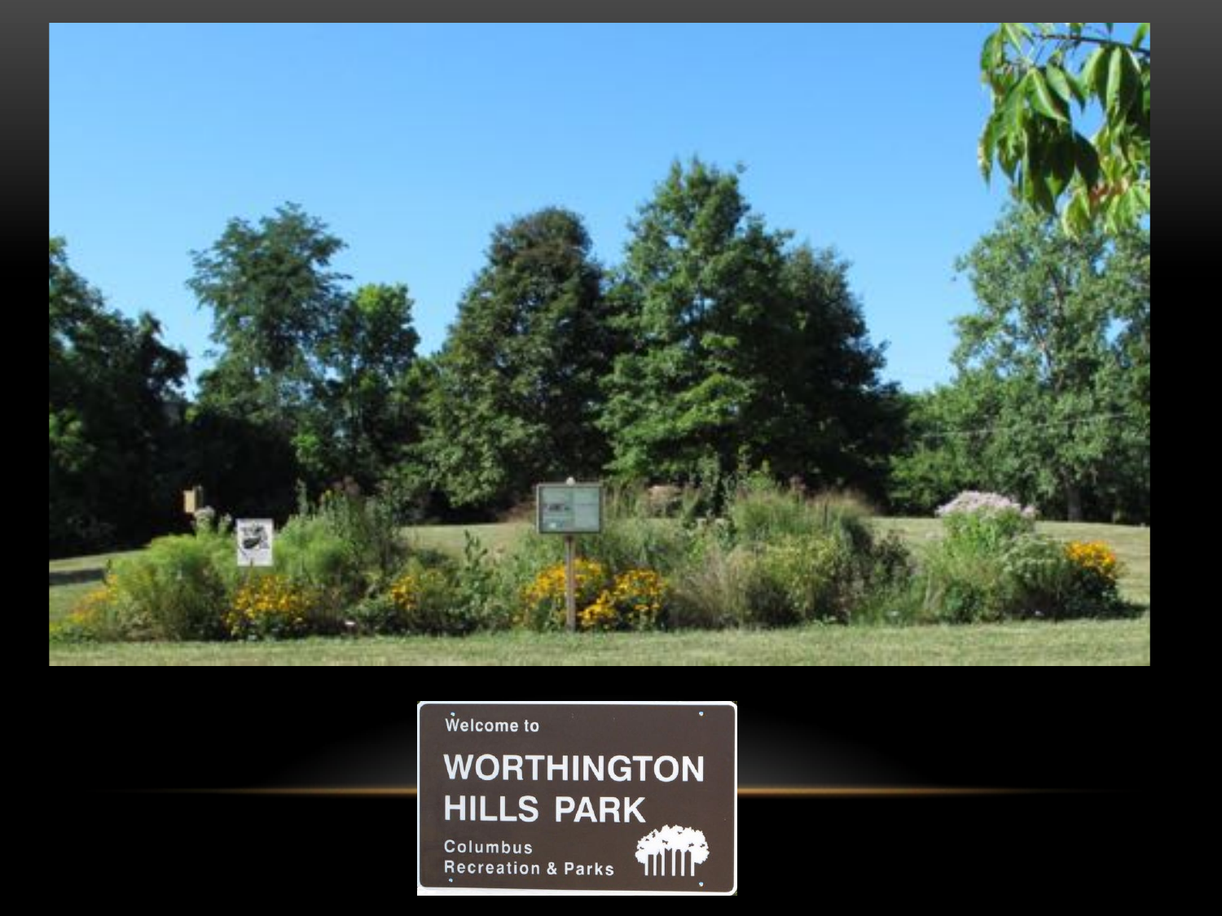Welcome to

WORTHINGTON HILLS PARK

Columbus Recreation & Parks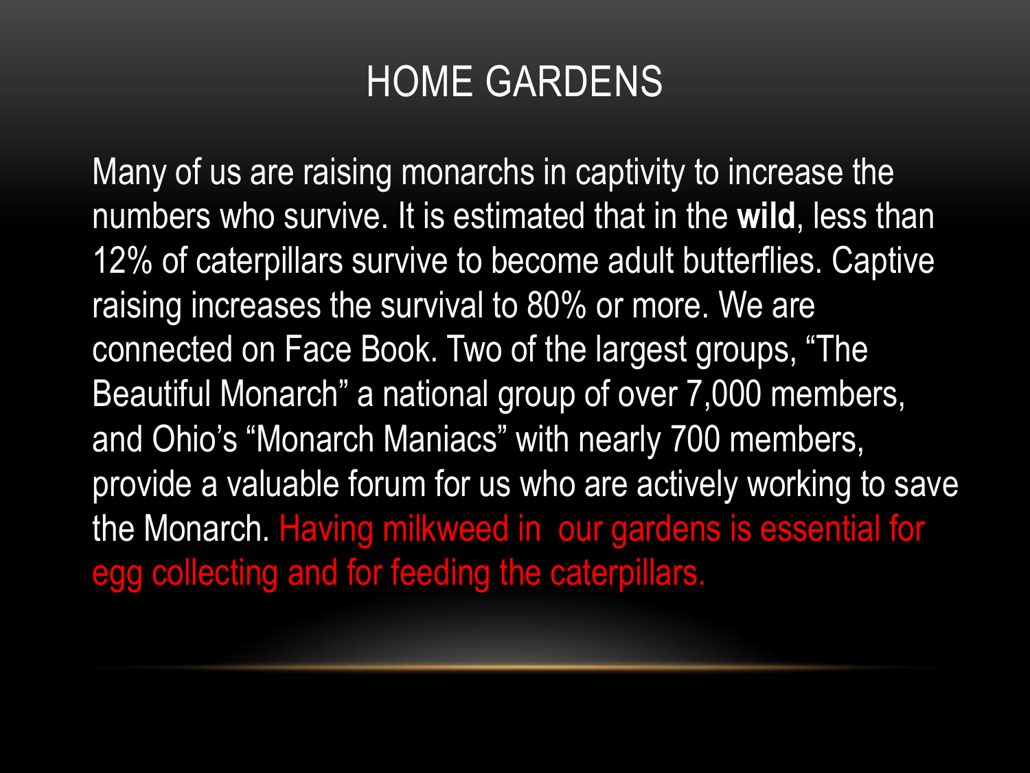# HOME GARDENS

Many of us are raising monarchs in captivity to increase the numbers who survive. It is estimated that in the **wild**, less than 12% of caterpillars survive to become adult butterflies. Captive raising increases the survival to 80% or more. We are connected on Face Book. Two of the largest groups, “The Beautiful Monarch” a national group of over 7,000 members, and Ohio’s “Monarch Maniacs” with nearly 700 members, provide a valuable forum for us who are actively working to save the Monarch. Having milkweed in our gardens is essential for egg collecting and for feeding the caterpillars.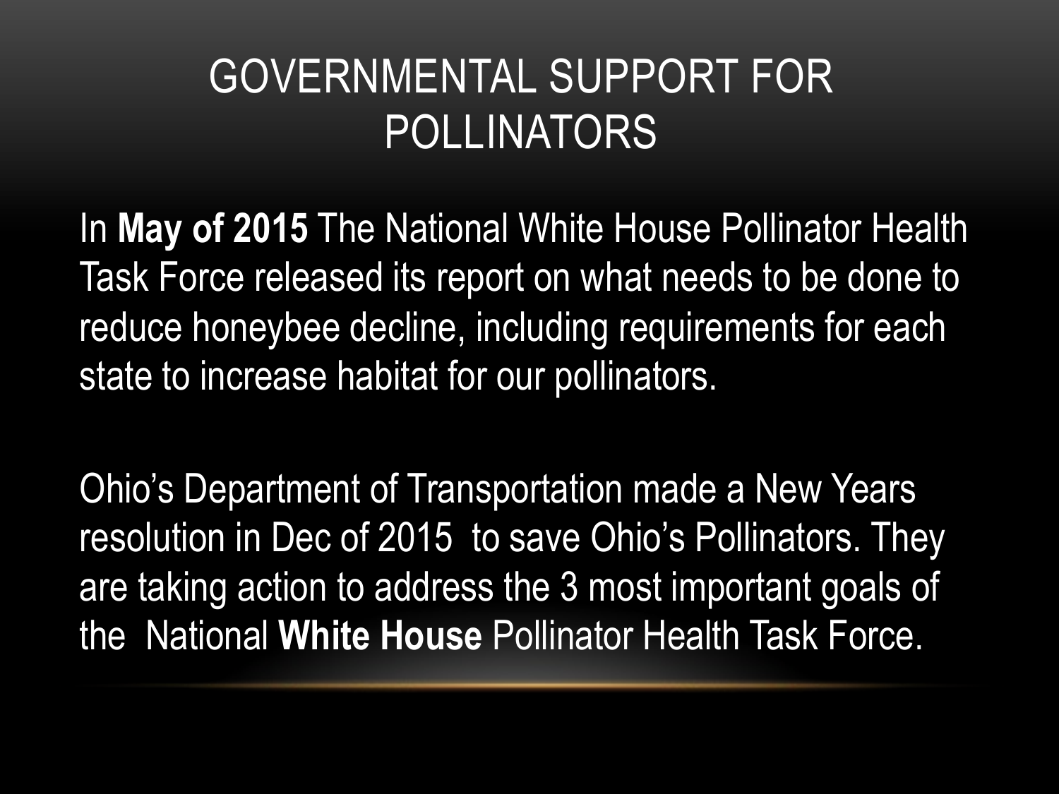# GOVERNMENTAL SUPPORT FOR POLLINATORS

In **May of 2015** The National White House Pollinator Health Task Force released its report on what needs to be done to reduce honeybee decline, including requirements for each state to increase habitat for our pollinators.

Ohio's Department of Transportation made a New Years resolution in Dec of 2015 to save Ohio's Pollinators. They are taking action to address the 3 most important goals of the National **White House** Pollinator Health Task Force.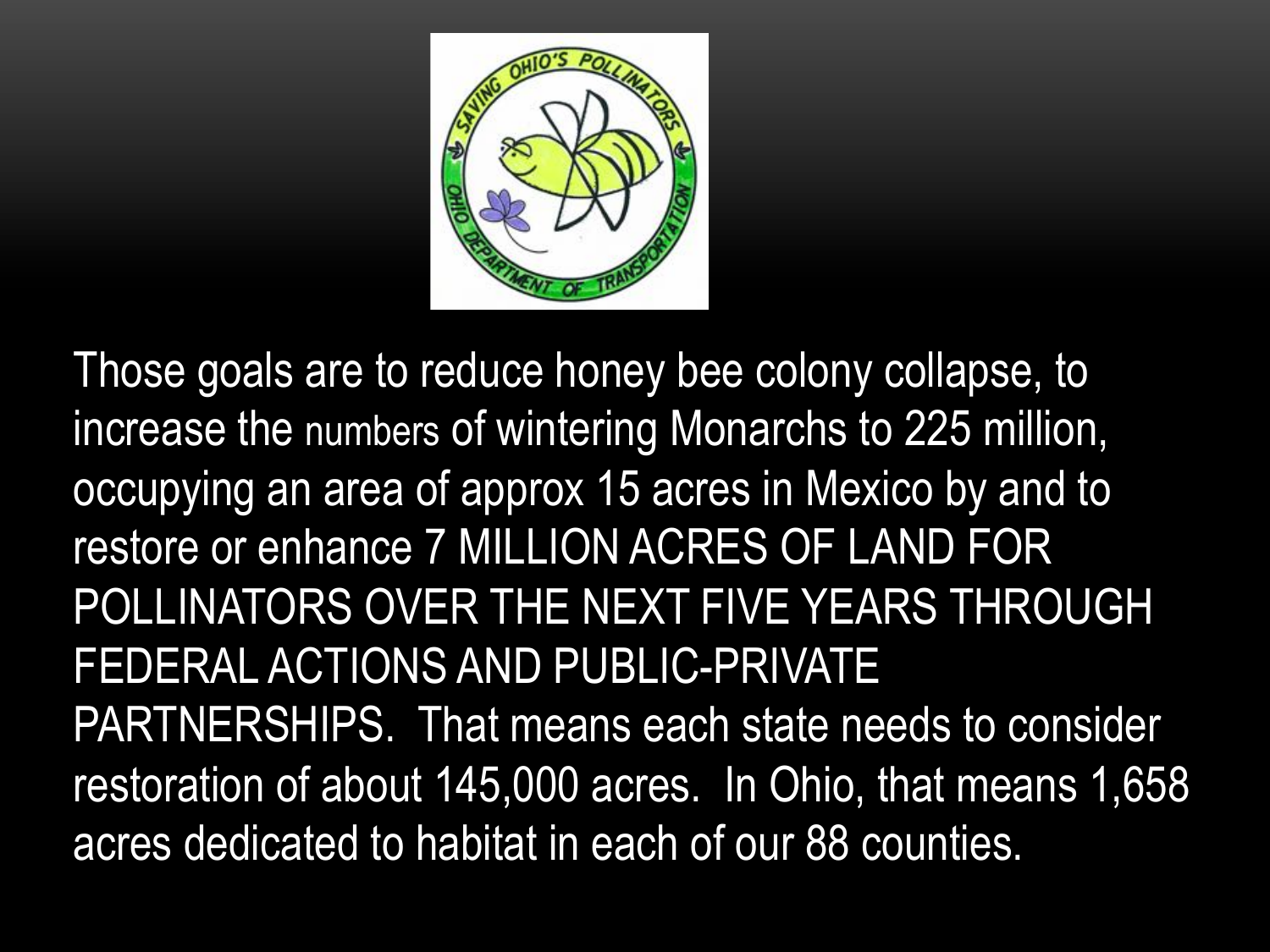Those goals are to reduce honey bee colony collapse, to increase the numbers of wintering Monarchs to 225 million, occupying an area of approx 15 acres in Mexico by and to restore or enhance 7 MILLION ACRES OF LAND FOR POLLINATORS OVER THE NEXT FIVE YEARS THROUGH FEDERAL ACTIONS AND PUBLIC-PRIVATE PARTNERSHIPS. That means each state needs to consider restoration of about 145,000 acres. In Ohio, that means 1,658 acres dedicated to habitat in each of our 88 counties.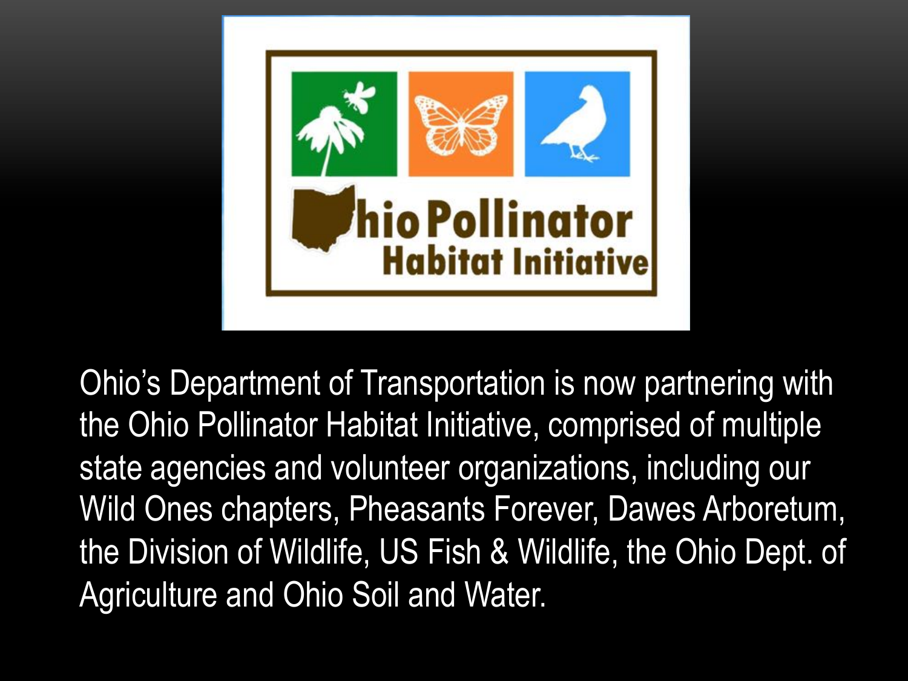Ohio Pollinator Habitat Initiative

Ohio's Department of Transportation is now partnering with the Ohio Pollinator Habitat Initiative, comprised of multiple state agencies and volunteer organizations, including our Wild Ones chapters, Pheasants Forever, Dawes Arboretum, the Division of Wildlife, US Fish & Wildlife, the Ohio Dept. of Agriculture and Ohio Soil and Water.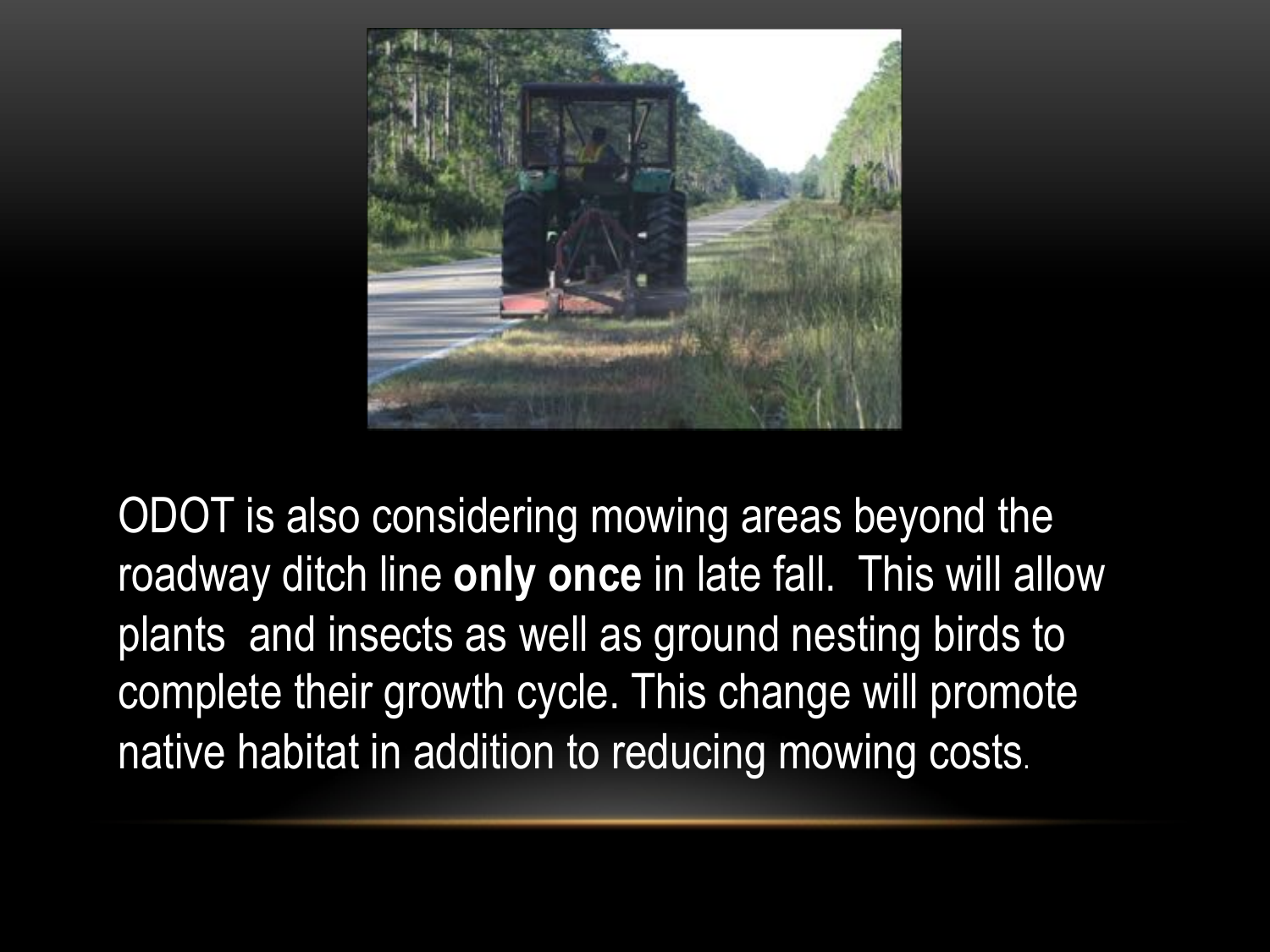ODOT is also considering mowing areas beyond the roadway ditch line **only once** in late fall. This will allow plants and insects as well as ground nesting birds to complete their growth cycle. This change will promote native habitat in addition to reducing mowing costs.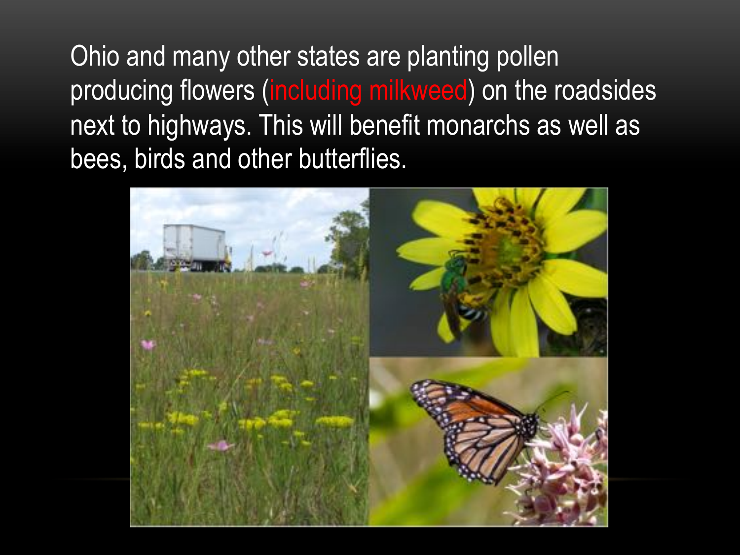Ohio and many other states are planting pollen producing flowers (including milkweed) on the roadsides next to highways. This will benefit monarchs as well as bees, birds and other butterflies.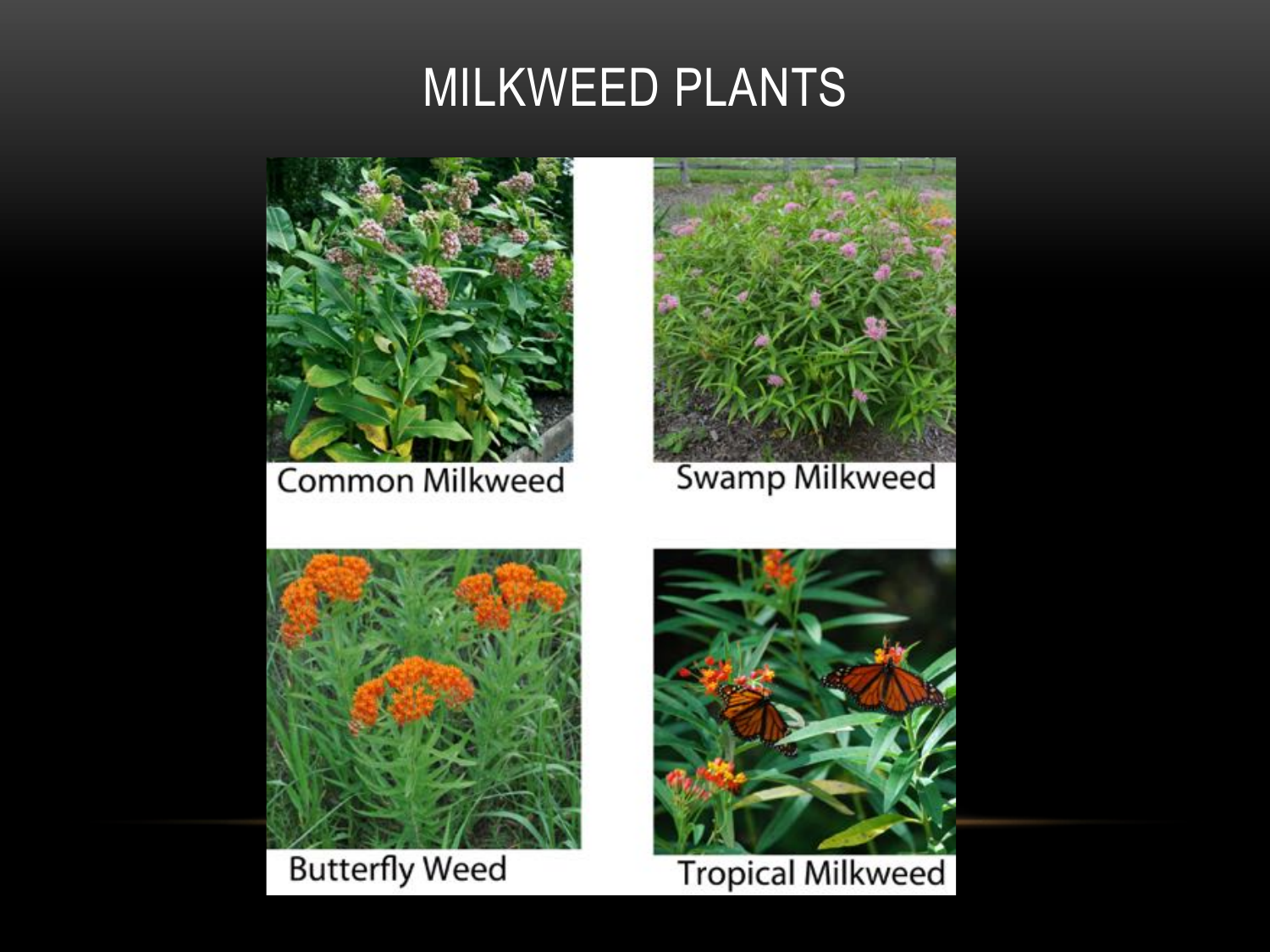# MILKWEED PLANTS

Common Milkweed

Swamp Milkweed

Butterfly Weed

Tropical Milkweed